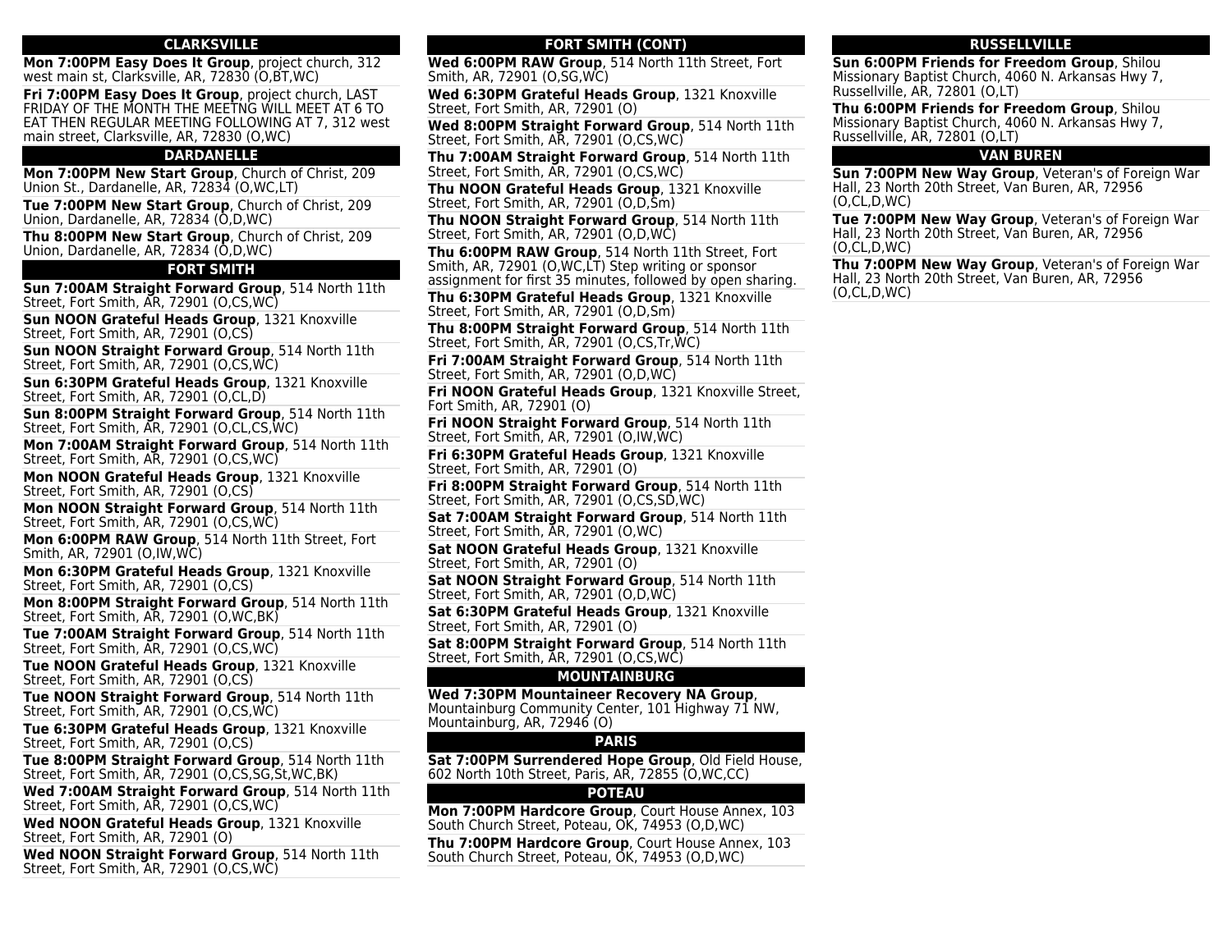## CLARKSVILLE

**Mon 7:00PM Easy Does It Group**, project church, 312 west main st, Clarksville, AR, 72830 (O,BT,WC)

**Fri 7:00PM Easy Does It Group**, project church, LAST FRIDAY OF THE MONTH THE MEETNG WILL MEET AT 6 TO EAT THEN REGULAR MEETING FOLLOWING AT 7, 312 west main street, Clarksville, AR, 72830 (O,WC)

## DARDANELLE

**Mon 7:00PM New Start Group**, Church of Christ, 209 Union St., Dardanelle, AR, 72834 (O,WC,LT)

**Tue 7:00PM New Start Group**, Church of Christ, 209 Union, Dardanelle, AR, 72834 (O,D,WC)

**Thu 8:00PM New Start Group**, Church of Christ, 209 Union, Dardanelle, AR, 72834 (O,D,WC)

## FORT SMITH

**Sun 7:00AM Straight Forward Group**, 514 North 11th Street, Fort Smith, AR, 72901 (O,CS,WC)

**Sun NOON Grateful Heads Group**, 1321 Knoxville Street, Fort Smith, AR, 72901 (O,CS)

**Sun NOON Straight Forward Group**, 514 North 11th Street, Fort Smith, AR, 72901 (O,CS,WC)

**Sun 6:30PM Grateful Heads Group**, 1321 Knoxville Street, Fort Smith, AR, 72901 (O,CL,D)

**Sun 8:00PM Straight Forward Group**, 514 North 11th Street, Fort Smith, AR, 72901 (O,CL,CS,WC)

**Mon 7:00AM Straight Forward Group**, 514 North 11th Street, Fort Smith, AR, 72901 (O,CS,WC)

**Mon NOON Grateful Heads Group**, 1321 Knoxville Street, Fort Smith, AR, 72901 (O,CS)

**Mon NOON Straight Forward Group**, 514 North 11th Street, Fort Smith, AR, 72901 (O,CS,WC)

**Mon 6:00PM RAW Group**, 514 North 11th Street, Fort Smith, AR, 72901 (O,IW,WC)

**Mon 6:30PM Grateful Heads Group**, 1321 Knoxville Street, Fort Smith, AR, 72901 (O,CS)

**Mon 8:00PM Straight Forward Group**, 514 North 11th Street, Fort Smith, AR, 72901 (O,WC,BK)

**Tue 7:00AM Straight Forward Group**, 514 North 11th Street, Fort Smith, AR, 72901 (O,CS,WC)

**Tue NOON Grateful Heads Group**, 1321 Knoxville Street, Fort Smith, AR, 72901 (O,CS)

**Tue NOON Straight Forward Group**, 514 North 11th Street, Fort Smith, AR, 72901 (O,CS,WC)

**Tue 6:30PM Grateful Heads Group**, 1321 Knoxville Street, Fort Smith, AR, 72901 (O,CS)

**Tue 8:00PM Straight Forward Group**, 514 North 11th Street, Fort Smith, AR, 72901 (O,CS,SG,St,WC,BK)

**Wed 7:00AM Straight Forward Group**, 514 North 11th Street, Fort Smith, AR, 72901 (O,CS,WC)

**Wed NOON Grateful Heads Group**, 1321 Knoxville Street, Fort Smith, AR, 72901 (O)

**Wed NOON Straight Forward Group**, 514 North 11th Street, Fort Smith, AR, 72901 (O,CS,WC)

## FORT SMITH (CONT)

**Wed 6:00PM RAW Group**, 514 North 11th Street, Fort Smith, AR, 72901 (O,SG,WC)

**Wed 6:30PM Grateful Heads Group**, 1321 Knoxville Street, Fort Smith, AR, 72901 (O)

**Wed 8:00PM Straight Forward Group**, 514 North 11th Street, Fort Smith, AR, 72901 (O,CS,WC)

**Thu 7:00AM Straight Forward Group**, 514 North 11th Street, Fort Smith, AR, 72901 (O,CS,WC)

**Thu NOON Grateful Heads Group**, 1321 Knoxville Street, Fort Smith, AR, 72901 (O,D,Sm)

**Thu NOON Straight Forward Group**, 514 North 11th Street, Fort Smith, AR, 72901 (O,D,WC)

**Thu 6:00PM RAW Group**, 514 North 11th Street, Fort Smith, AR, 72901 (O,WC,LT) Step writing or sponsor assignment for first 35 minutes, followed by open sharing.

**Thu 6:30PM Grateful Heads Group**, 1321 Knoxville Street, Fort Smith, AR, 72901 (O,D,Sm)

**Thu 8:00PM Straight Forward Group**, 514 North 11th Street, Fort Smith, AR, 72901 (O,CS,Tr,WC)

**Fri 7:00AM Straight Forward Group**, 514 North 11th Street, Fort Smith, AR, 72901 (O,D,WC)

**Fri NOON Grateful Heads Group**, 1321 Knoxville Street, Fort Smith, AR, 72901 (O)

**Fri NOON Straight Forward Group**, 514 North 11th Street, Fort Smith, AR, 72901 (O,IW,WC)

**Fri 6:30PM Grateful Heads Group**, 1321 Knoxville Street, Fort Smith, AR, 72901 (O)

**Fri 8:00PM Straight Forward Group**, 514 North 11th Street, Fort Smith, AR, 72901 (O,CS,SD,WC)

**Sat 7:00AM Straight Forward Group**, 514 North 11th Street, Fort Smith, AR, 72901 (O,WC)

**Sat NOON Grateful Heads Group**, 1321 Knoxville Street, Fort Smith, AR, 72901 (O)

**Sat NOON Straight Forward Group**, 514 North 11th Street, Fort Smith, AR, 72901 (O,D,WC)

**Sat 6:30PM Grateful Heads Group**, 1321 Knoxville Street, Fort Smith, AR, 72901 (O)

**Sat 8:00PM Straight Forward Group**, 514 North 11th Street, Fort Smith, AR, 72901 (O,CS,WC)

## MOUNTAINBURG

**Wed 7:30PM Mountaineer Recovery NA Group**, Mountainburg Community Center, 101 Highway 71 NW, Mountainburg, AR, 72946 (O)

## PARIS

**Sat 7:00PM Surrendered Hope Group**, Old Field House, 602 North 10th Street, Paris, AR, 72855 (O,WC,CC)

## POTEAU

**Mon 7:00PM Hardcore Group**, Court House Annex, 103 South Church Street, Poteau, OK, 74953 (O,D,WC)

**Thu 7:00PM Hardcore Group**, Court House Annex, 103 South Church Street, Poteau, OK, 74953 (O,D,WC)

## RUSSELLVILLE

**Sun 6:00PM Friends for Freedom Group**, Shilou Missionary Baptist Church, 4060 N. Arkansas Hwy 7, Russellville, AR, 72801 (O,LT)

**Thu 6:00PM Friends for Freedom Group**, Shilou Missionary Baptist Church, 4060 N. Arkansas Hwy 7, Russellville, AR, 72801 (O,LT)

## VAN BUREN

**Sun 7:00PM New Way Group**, Veteran's of Foreign War Hall, 23 North 20th Street, Van Buren, AR, 72956 (O,CL,D,WC)

**Tue 7:00PM New Way Group**, Veteran's of Foreign War Hall, 23 North 20th Street, Van Buren, AR, 72956 (O,CL,D,WC)

**Thu 7:00PM New Way Group**, Veteran's of Foreign War Hall, 23 North 20th Street, Van Buren, AR, 72956 (O,CL,D,WC)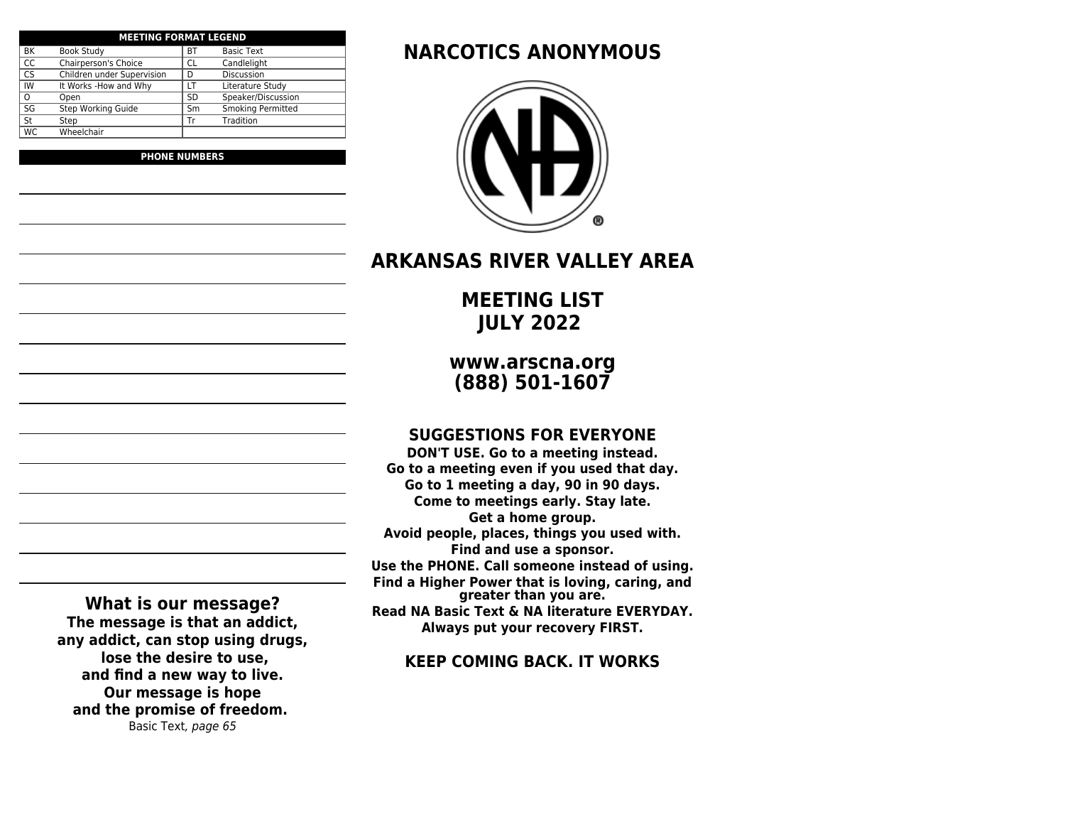| MEETING FORMAT LEGEND | | | |
| --- | --- | --- | --- |
| BK | Book Study | BT | Basic Text |
| CC | Chairperson's Choice | CL | Candlelight |
| CS | Children under Supervision | D | Discussion |
| IW | It Works -How and Why | LT | Literature Study |
| O | Open | SD | Speaker/Discussion |
| SG | Step Working Guide | Sm | Smoking Permitted |
| St | Step | Tr | Tradition |
| WC | Wheelchair | | |

**PHONE NUMBERS**

## What is our message?

**The message is that an addict,**
**any addict, can stop using drugs,**
**lose the desire to use,**
**and find a new way to live.**
**Our message is hope**
**and the promise of freedom.**
Basic Text, *page 65*

# NARCOTICS ANONYMOUS

# ARKANSAS RIVER VALLEY AREA

# MEETING LIST
# JULY 2022

## www.arscna.org
## (888) 501-1607

### SUGGESTIONS FOR EVERYONE

**DON'T USE. Go to a meeting instead.**
**Go to a meeting even if you used that day.**
**Go to 1 meeting a day, 90 in 90 days.**
**Come to meetings early. Stay late.**
**Get a home group.**
**Avoid people, places, things you used with.**
**Find and use a sponsor.**
**Use the PHONE. Call someone instead of using.**
**Find a Higher Power that is loving, caring, and greater than you are.**
**Read NA Basic Text & NA literature EVERYDAY.**
**Always put your recovery FIRST.**

### KEEP COMING BACK. IT WORKS